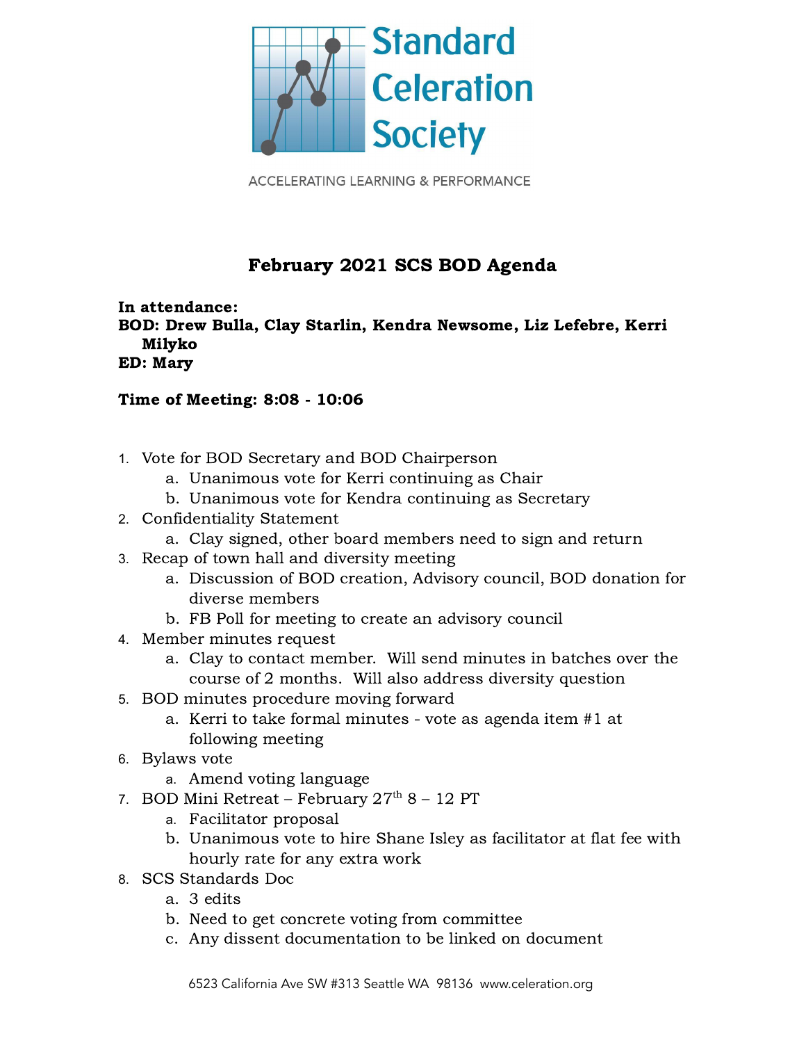Standard Celeration Society

ACCELERATING LEARNING & PERFORMANCE

# February 2021 SCS BOD Agenda

**In attendance:**
**BOD: Drew Bulla, Clay Starlin, Kendra Newsome, Liz Lefebre, Kerri Milyko**
**ED: Mary**

**Time of Meeting: 8:08 - 10:06**

1. Vote for BOD Secretary and BOD Chairperson
   a. Unanimous vote for Kerri continuing as Chair
   b. Unanimous vote for Kendra continuing as Secretary
2. Confidentiality Statement
   a. Clay signed, other board members need to sign and return
3. Recap of town hall and diversity meeting
   a. Discussion of BOD creation, Advisory council, BOD donation for diverse members
   b. FB Poll for meeting to create an advisory council
4. Member minutes request
   a. Clay to contact member. Will send minutes in batches over the course of 2 months. Will also address diversity question
5. BOD minutes procedure moving forward
   a. Kerri to take formal minutes - vote as agenda item #1 at following meeting
6. Bylaws vote
   a. Amend voting language
7. BOD Mini Retreat – February 27th 8 – 12 PT
   a. Facilitator proposal
   b. Unanimous vote to hire Shane Isley as facilitator at flat fee with hourly rate for any extra work
8. SCS Standards Doc
   a. 3 edits
   b. Need to get concrete voting from committee
   c. Any dissent documentation to be linked on document

6523 California Ave SW #313 Seattle WA 98136 www.celeration.org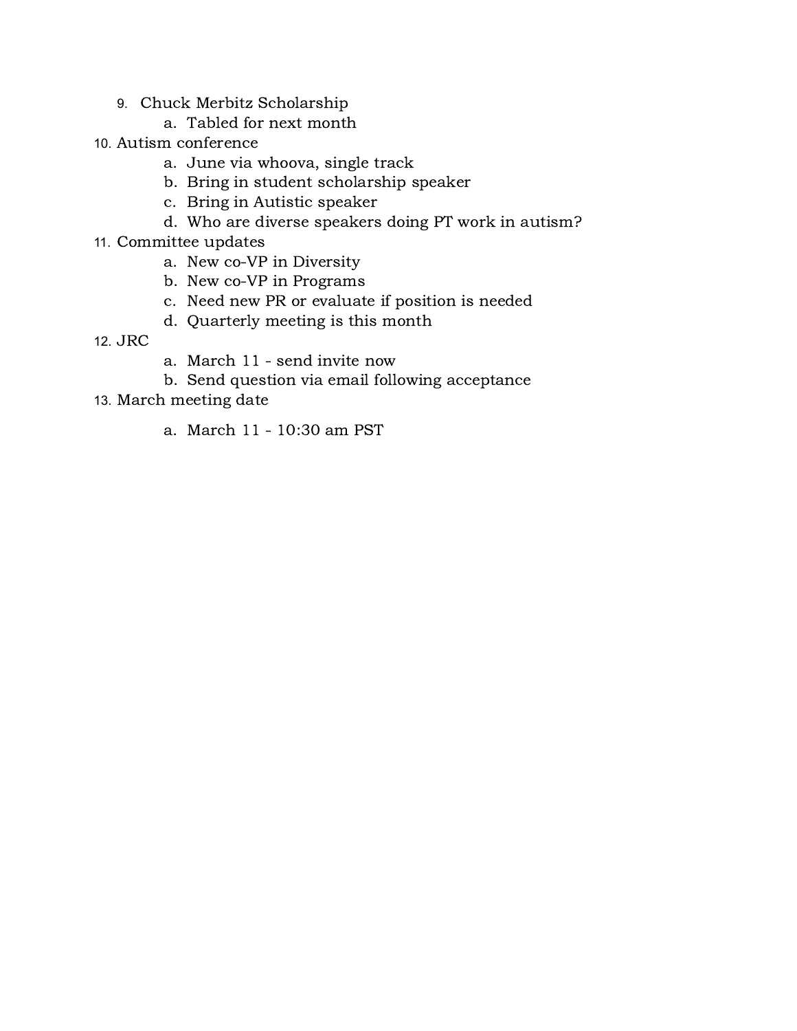9. Chuck Merbitz Scholarship
    a. Tabled for next month
10. Autism conference
    a. June via whoova, single track
    b. Bring in student scholarship speaker
    c. Bring in Autistic speaker
    d. Who are diverse speakers doing PT work in autism?
11. Committee updates
    a. New co-VP in Diversity
    b. New co-VP in Programs
    c. Need new PR or evaluate if position is needed
    d. Quarterly meeting is this month
12. JRC
    a. March 11 - send invite now
    b. Send question via email following acceptance
13. March meeting date
    a. March 11 - 10:30 am PST